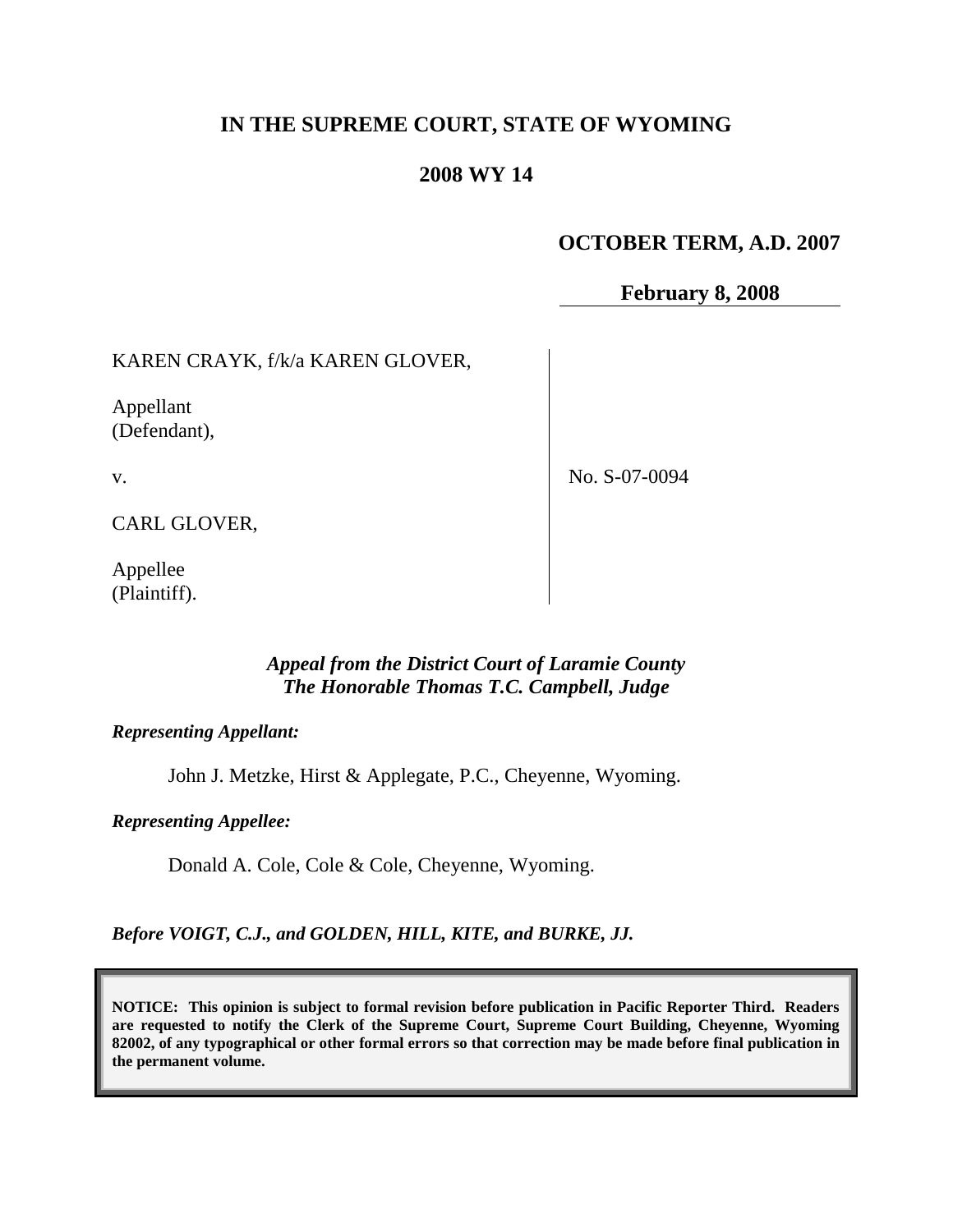# IN THE SUPREME COURT, STATE OF WYOMING

## 2008 WY 14

**OCTOBER TERM, A.D. 2007**

**February 8, 2008**

| | |
|---|---|
| KAREN CRAYK, f/k/a KAREN GLOVER,<br><br>Appellant<br>(Defendant),<br><br>v.<br><br>CARL GLOVER,<br><br>Appellee<br>(Plaintiff). | No. S-07-0094 |

***Appeal from the District Court of Laramie County***
***The Honorable Thomas T.C. Campbell, Judge***

***Representing Appellant:***

John J. Metzke, Hirst & Applegate, P.C., Cheyenne, Wyoming.

***Representing Appellee:***

Donald A. Cole, Cole & Cole, Cheyenne, Wyoming.

***Before VOIGT, C.J., and GOLDEN, HILL, KITE, and BURKE, JJ.***

**NOTICE: This opinion is subject to formal revision before publication in Pacific Reporter Third. Readers are requested to notify the Clerk of the Supreme Court, Supreme Court Building, Cheyenne, Wyoming 82002, of any typographical or other formal errors so that correction may be made before final publication in the permanent volume.**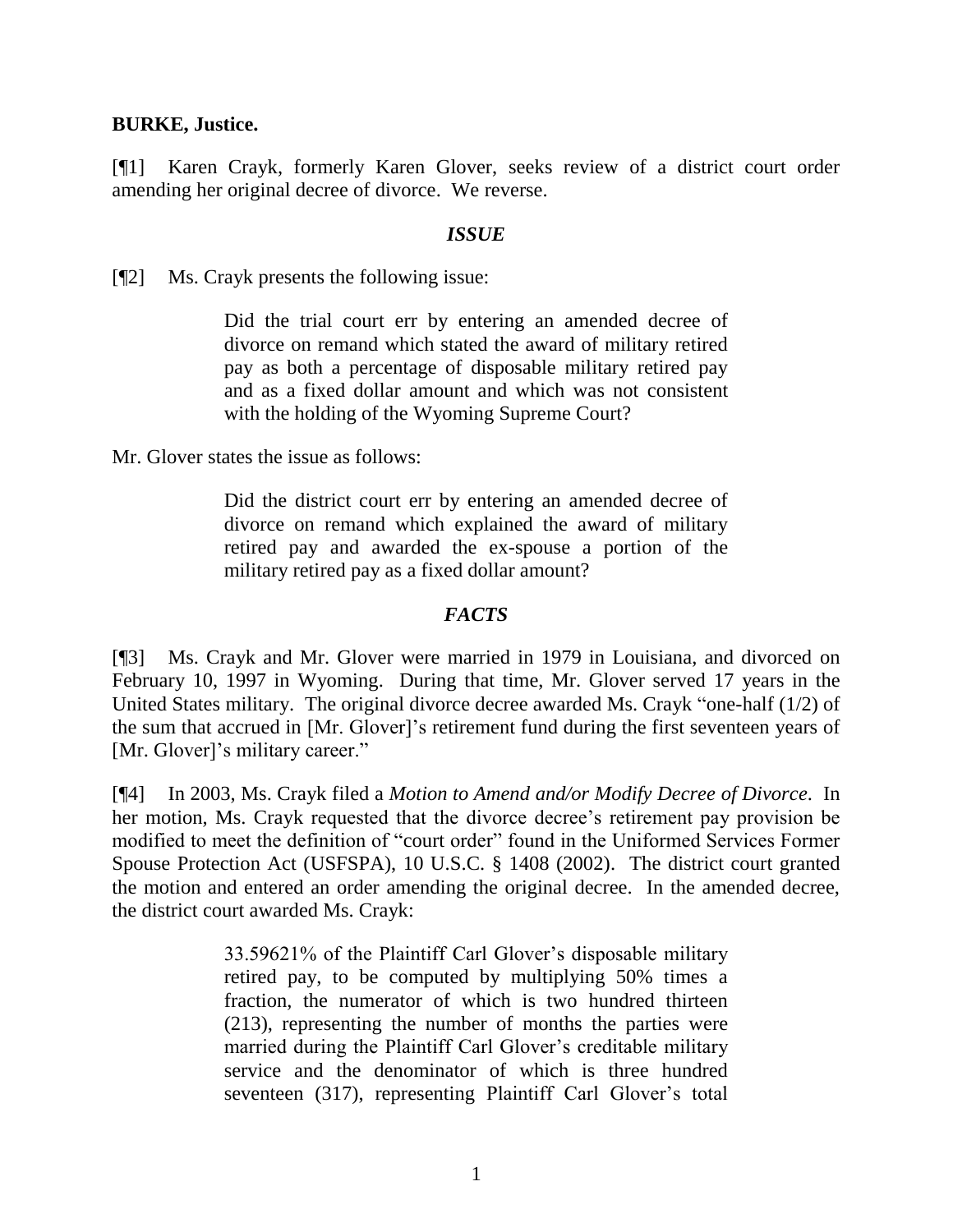**BURKE, Justice.**

[¶1] Karen Crayk, formerly Karen Glover, seeks review of a district court order amending her original decree of divorce. We reverse.

### *ISSUE*

[¶2] Ms. Crayk presents the following issue:

> Did the trial court err by entering an amended decree of divorce on remand which stated the award of military retired pay as both a percentage of disposable military retired pay and as a fixed dollar amount and which was not consistent with the holding of the Wyoming Supreme Court?

Mr. Glover states the issue as follows:

> Did the district court err by entering an amended decree of divorce on remand which explained the award of military retired pay and awarded the ex-spouse a portion of the military retired pay as a fixed dollar amount?

### *FACTS*

[¶3] Ms. Crayk and Mr. Glover were married in 1979 in Louisiana, and divorced on February 10, 1997 in Wyoming. During that time, Mr. Glover served 17 years in the United States military. The original divorce decree awarded Ms. Crayk "one-half (1/2) of the sum that accrued in [Mr. Glover]'s retirement fund during the first seventeen years of [Mr. Glover]'s military career."

[¶4] In 2003, Ms. Crayk filed a *Motion to Amend and/or Modify Decree of Divorce*. In her motion, Ms. Crayk requested that the divorce decree's retirement pay provision be modified to meet the definition of "court order" found in the Uniformed Services Former Spouse Protection Act (USFSPA), 10 U.S.C. § 1408 (2002). The district court granted the motion and entered an order amending the original decree. In the amended decree, the district court awarded Ms. Crayk:

> 33.59621% of the Plaintiff Carl Glover's disposable military retired pay, to be computed by multiplying 50% times a fraction, the numerator of which is two hundred thirteen (213), representing the number of months the parties were married during the Plaintiff Carl Glover's creditable military service and the denominator of which is three hundred seventeen (317), representing Plaintiff Carl Glover's total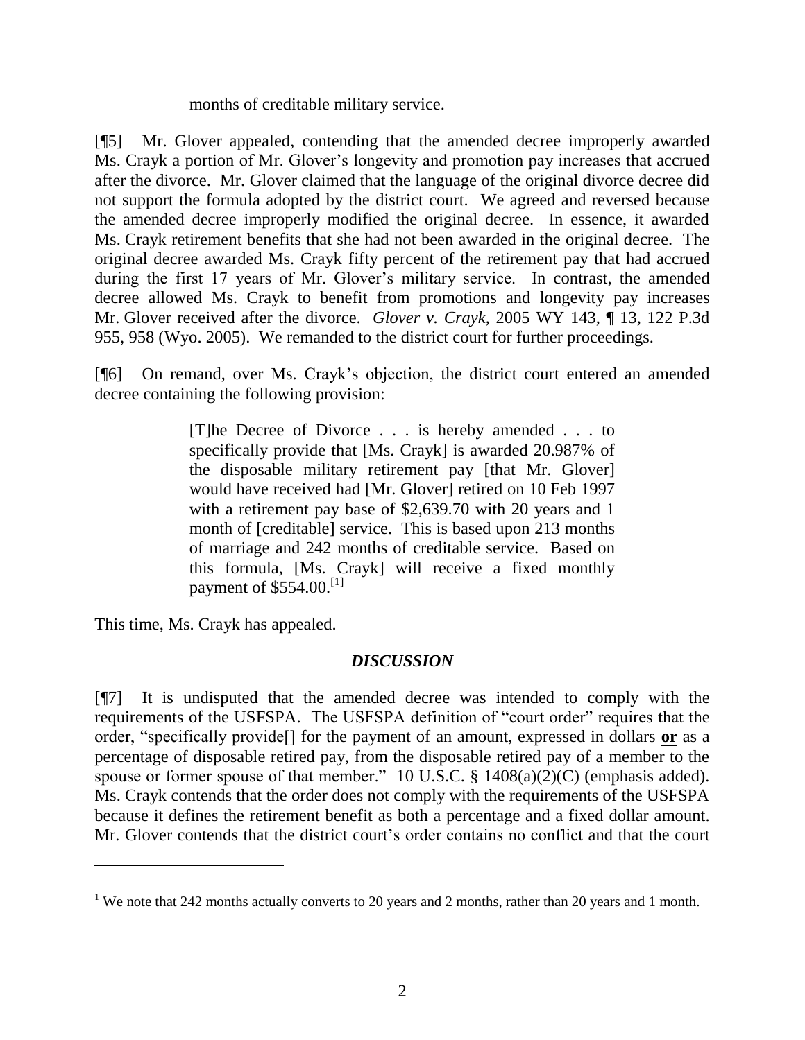months of creditable military service.

[¶5] Mr. Glover appealed, contending that the amended decree improperly awarded Ms. Crayk a portion of Mr. Glover's longevity and promotion pay increases that accrued after the divorce. Mr. Glover claimed that the language of the original divorce decree did not support the formula adopted by the district court. We agreed and reversed because the amended decree improperly modified the original decree. In essence, it awarded Ms. Crayk retirement benefits that she had not been awarded in the original decree. The original decree awarded Ms. Crayk fifty percent of the retirement pay that had accrued during the first 17 years of Mr. Glover's military service. In contrast, the amended decree allowed Ms. Crayk to benefit from promotions and longevity pay increases Mr. Glover received after the divorce. *Glover v. Crayk*, 2005 WY 143, ¶ 13, 122 P.3d 955, 958 (Wyo. 2005). We remanded to the district court for further proceedings.

[¶6] On remand, over Ms. Crayk's objection, the district court entered an amended decree containing the following provision:

> [T]he Decree of Divorce . . . is hereby amended . . . to specifically provide that [Ms. Crayk] is awarded 20.987% of the disposable military retirement pay [that Mr. Glover] would have received had [Mr. Glover] retired on 10 Feb 1997 with a retirement pay base of $2,639.70 with 20 years and 1 month of [creditable] service. This is based upon 213 months of marriage and 242 months of creditable service. Based on this formula, [Ms. Crayk] will receive a fixed monthly payment of $554.00.[1]

This time, Ms. Crayk has appealed.

## *DISCUSSION*

[¶7] It is undisputed that the amended decree was intended to comply with the requirements of the USFSPA. The USFSPA definition of "court order" requires that the order, "specifically provide[] for the payment of an amount, expressed in dollars **or** as a percentage of disposable retired pay, from the disposable retired pay of a member to the spouse or former spouse of that member." 10 U.S.C. § 1408(a)(2)(C) (emphasis added). Ms. Crayk contends that the order does not comply with the requirements of the USFSPA because it defines the retirement benefit as both a percentage and a fixed dollar amount. Mr. Glover contends that the district court's order contains no conflict and that the court

---

[1] We note that 242 months actually converts to 20 years and 2 months, rather than 20 years and 1 month.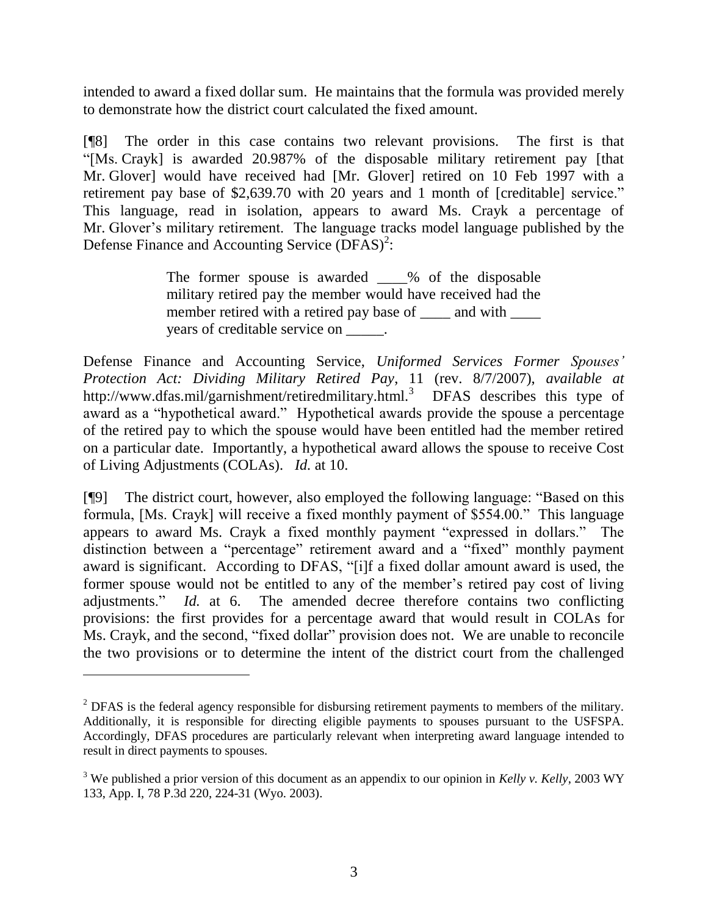intended to award a fixed dollar sum. He maintains that the formula was provided merely to demonstrate how the district court calculated the fixed amount.

[¶8] The order in this case contains two relevant provisions. The first is that "[Ms. Crayk] is awarded 20.987% of the disposable military retirement pay [that Mr. Glover] would have received had [Mr. Glover] retired on 10 Feb 1997 with a retirement pay base of $2,639.70 with 20 years and 1 month of [creditable] service." This language, read in isolation, appears to award Ms. Crayk a percentage of Mr. Glover's military retirement. The language tracks model language published by the Defense Finance and Accounting Service (DFAS)[2]:

> The former spouse is awarded ____% of the disposable military retired pay the member would have received had the member retired with a retired pay base of ____ and with ____ years of creditable service on _____.

Defense Finance and Accounting Service, *Uniformed Services Former Spouses' Protection Act: Dividing Military Retired Pay*, 11 (rev. 8/7/2007), *available at* http://www.dfas.mil/garnishment/retiredmilitary.html.[3] DFAS describes this type of award as a "hypothetical award." Hypothetical awards provide the spouse a percentage of the retired pay to which the spouse would have been entitled had the member retired on a particular date. Importantly, a hypothetical award allows the spouse to receive Cost of Living Adjustments (COLAs). *Id.* at 10.

[¶9] The district court, however, also employed the following language: "Based on this formula, [Ms. Crayk] will receive a fixed monthly payment of $554.00." This language appears to award Ms. Crayk a fixed monthly payment "expressed in dollars." The distinction between a "percentage" retirement award and a "fixed" monthly payment award is significant. According to DFAS, "[i]f a fixed dollar amount award is used, the former spouse would not be entitled to any of the member's retired pay cost of living adjustments." *Id.* at 6. The amended decree therefore contains two conflicting provisions: the first provides for a percentage award that would result in COLAs for Ms. Crayk, and the second, "fixed dollar" provision does not. We are unable to reconcile the two provisions or to determine the intent of the district court from the challenged

---

[2] DFAS is the federal agency responsible for disbursing retirement payments to members of the military. Additionally, it is responsible for directing eligible payments to spouses pursuant to the USFSPA. Accordingly, DFAS procedures are particularly relevant when interpreting award language intended to result in direct payments to spouses.

[3] We published a prior version of this document as an appendix to our opinion in *Kelly v. Kelly*, 2003 WY 133, App. I, 78 P.3d 220, 224-31 (Wyo. 2003).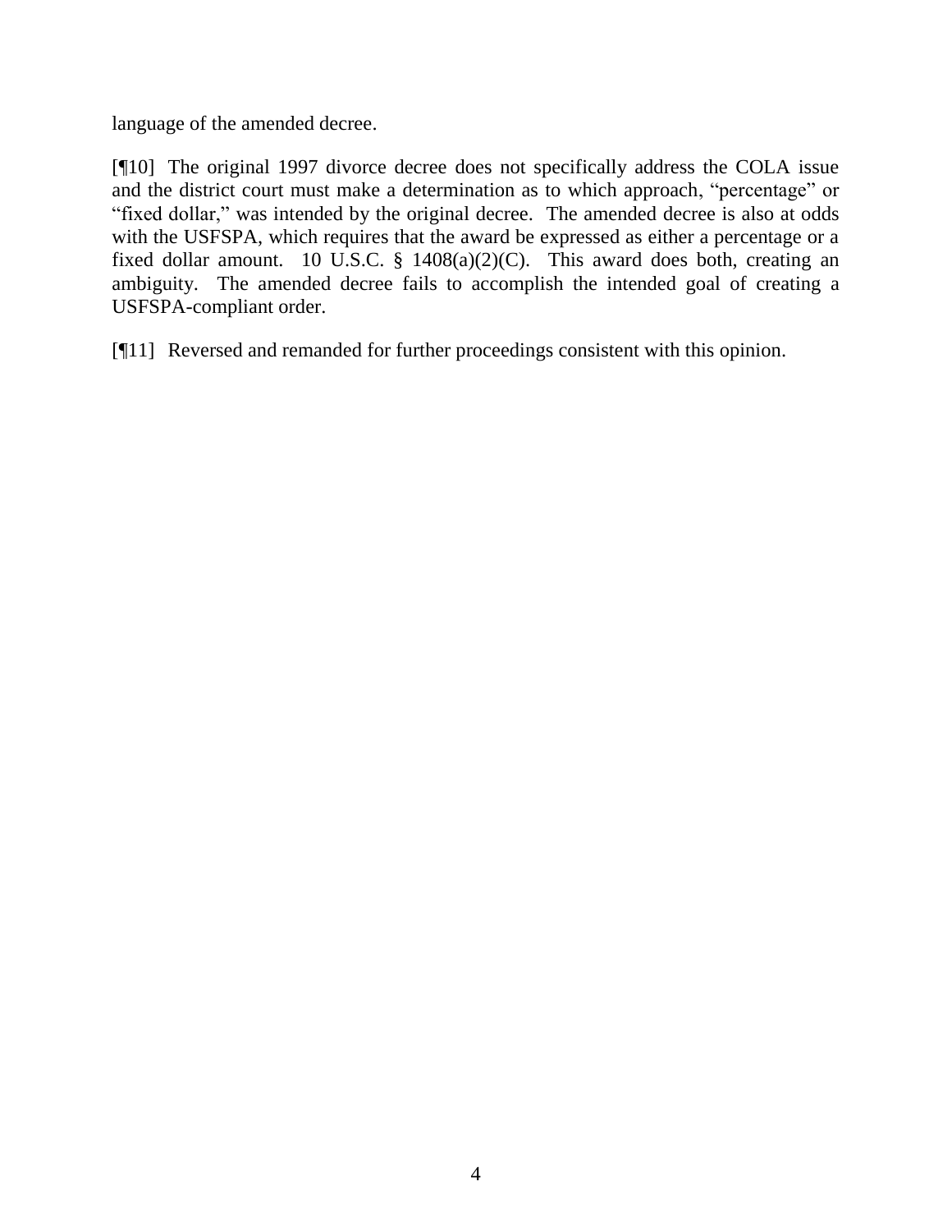language of the amended decree.

[¶10] The original 1997 divorce decree does not specifically address the COLA issue and the district court must make a determination as to which approach, "percentage" or "fixed dollar," was intended by the original decree. The amended decree is also at odds with the USFSPA, which requires that the award be expressed as either a percentage or a fixed dollar amount. 10 U.S.C. § 1408(a)(2)(C). This award does both, creating an ambiguity. The amended decree fails to accomplish the intended goal of creating a USFSPA-compliant order.

[¶11] Reversed and remanded for further proceedings consistent with this opinion.